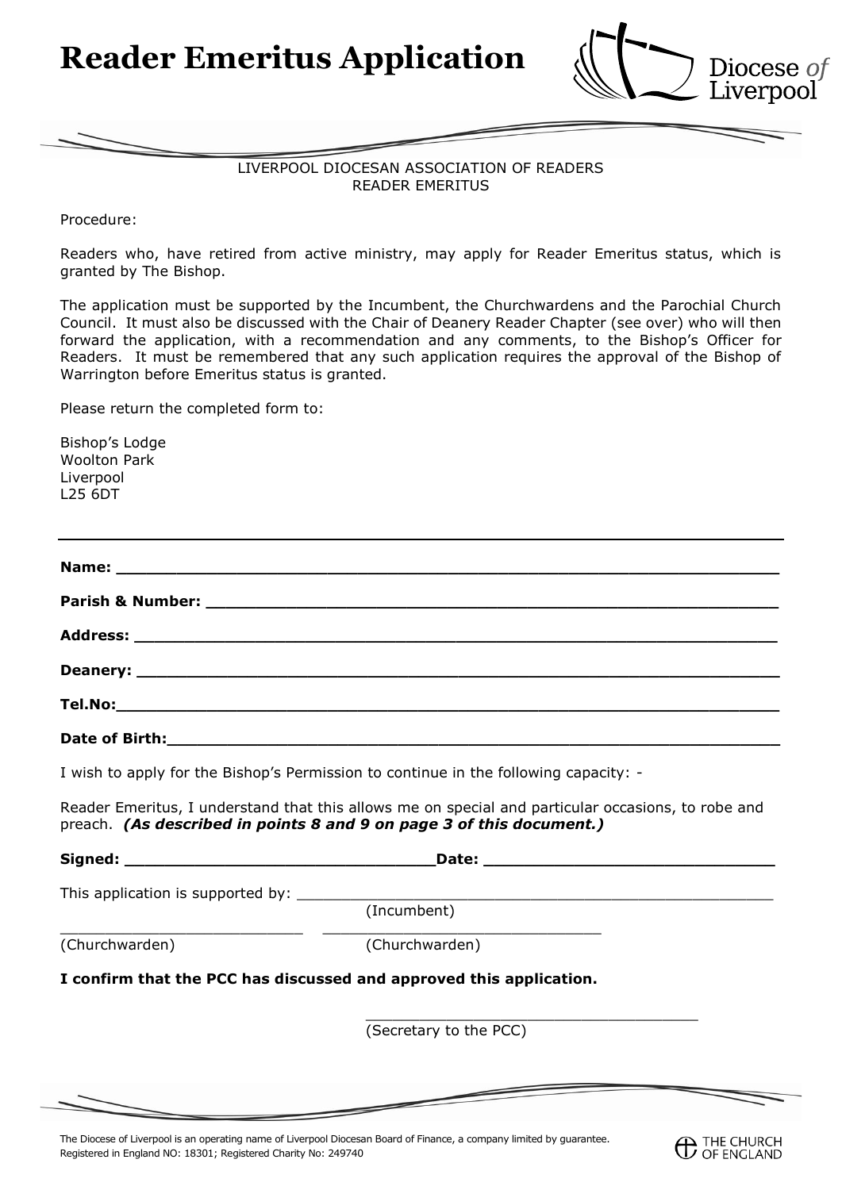# Reader Emeritus Application

Diocese of Liverpool

LIVERPOOL DIOCESAN ASSOCIATION OF READERS
READER EMERITUS

Procedure:

Readers who, have retired from active ministry, may apply for Reader Emeritus status, which is granted by The Bishop.

The application must be supported by the Incumbent, the Churchwardens and the Parochial Church Council. It must also be discussed with the Chair of Deanery Reader Chapter (see over) who will then forward the application, with a recommendation and any comments, to the Bishop's Officer for Readers. It must be remembered that any such application requires the approval of the Bishop of Warrington before Emeritus status is granted.

Please return the completed form to:

Bishop's Lodge
Woolton Park
Liverpool
L25 6DT

---

**Name:** ______________________________________________________________

**Parish & Number:** ______________________________________________________

**Address:** ____________________________________________________________

**Deanery:** ____________________________________________________________

**Tel.No:**______________________________________________________________

**Date of Birth:**_________________________________________________________

I wish to apply for the Bishop's Permission to continue in the following capacity: -

Reader Emeritus, I understand that this allows me on special and particular occasions, to robe and preach. ***(As described in points 8 and 9 on page 3 of this document.)***

**Signed:** ____________________________**Date:** ___________________________

This application is supported by: ______________________________________________
(Incumbent)

__________________________ ______________________________
(Churchwarden) (Churchwarden)

**I confirm that the PCC has discussed and approved this application.**

____________________________________
(Secretary to the PCC)

The Diocese of Liverpool is an operating name of Liverpool Diocesan Board of Finance, a company limited by guarantee. Registered in England NO: 18301; Registered Charity No: 249740

THE CHURCH OF ENGLAND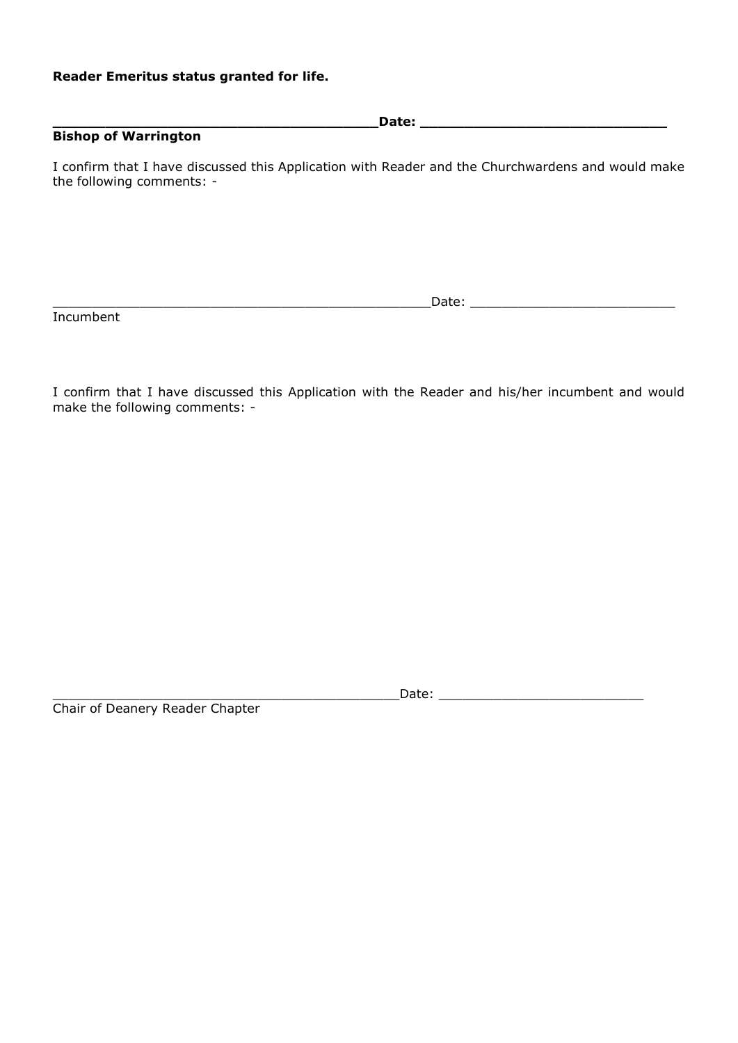**Reader Emeritus status granted for life.**

**________________________________________Date: ______________________________**
**Bishop of Warrington**

I confirm that I have discussed this Application with Reader and the Churchwardens and would make the following comments: -

_______________________________________________Date: _________________________
Incumbent

I confirm that I have discussed this Application with the Reader and his/her incumbent and would make the following comments: -

___________________________________________Date: _________________________
Chair of Deanery Reader Chapter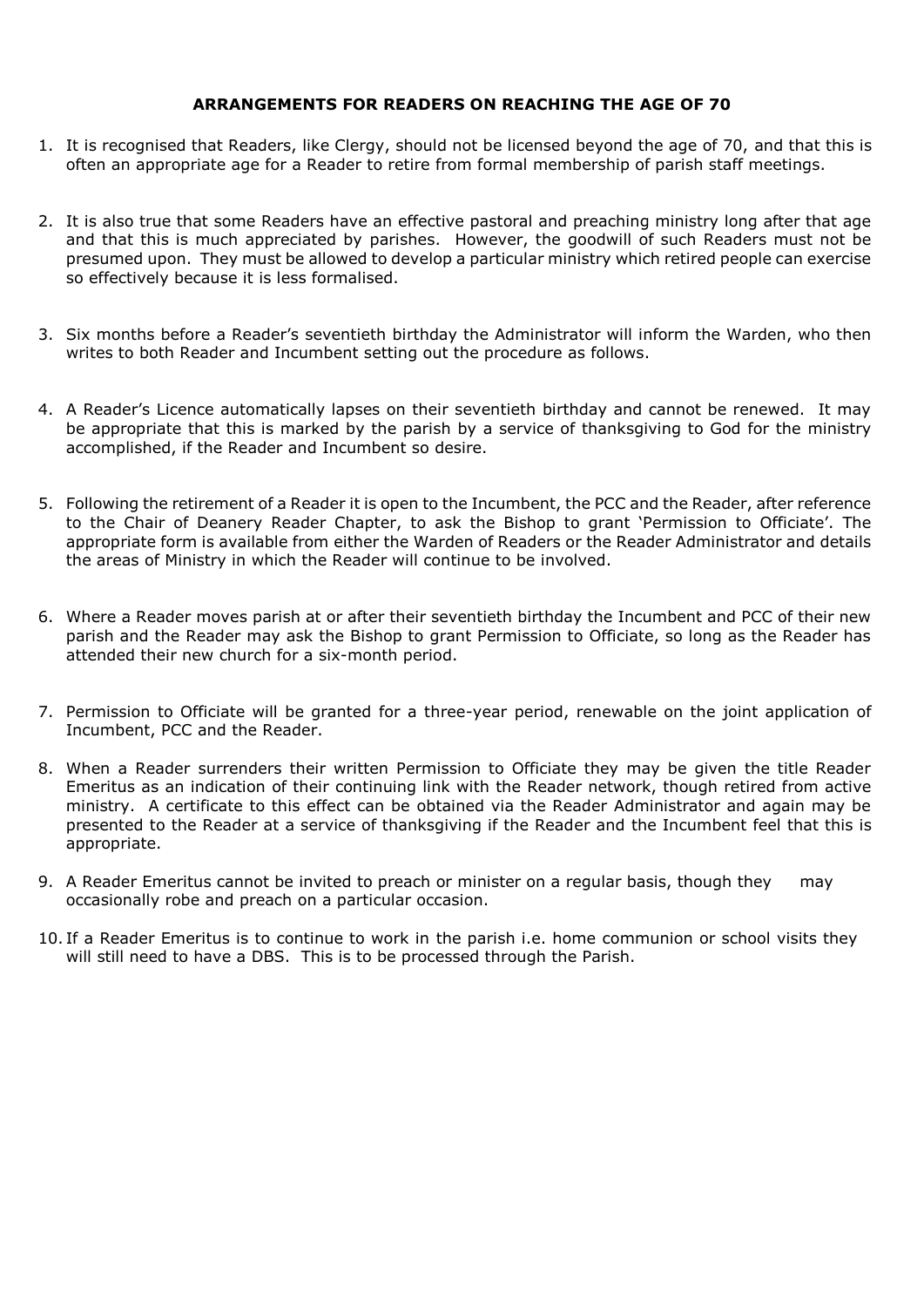# ARRANGEMENTS FOR READERS ON REACHING THE AGE OF 70

1. It is recognised that Readers, like Clergy, should not be licensed beyond the age of 70, and that this is often an appropriate age for a Reader to retire from formal membership of parish staff meetings.

2. It is also true that some Readers have an effective pastoral and preaching ministry long after that age and that this is much appreciated by parishes. However, the goodwill of such Readers must not be presumed upon. They must be allowed to develop a particular ministry which retired people can exercise so effectively because it is less formalised.

3. Six months before a Reader's seventieth birthday the Administrator will inform the Warden, who then writes to both Reader and Incumbent setting out the procedure as follows.

4. A Reader's Licence automatically lapses on their seventieth birthday and cannot be renewed. It may be appropriate that this is marked by the parish by a service of thanksgiving to God for the ministry accomplished, if the Reader and Incumbent so desire.

5. Following the retirement of a Reader it is open to the Incumbent, the PCC and the Reader, after reference to the Chair of Deanery Reader Chapter, to ask the Bishop to grant 'Permission to Officiate'. The appropriate form is available from either the Warden of Readers or the Reader Administrator and details the areas of Ministry in which the Reader will continue to be involved.

6. Where a Reader moves parish at or after their seventieth birthday the Incumbent and PCC of their new parish and the Reader may ask the Bishop to grant Permission to Officiate, so long as the Reader has attended their new church for a six-month period.

7. Permission to Officiate will be granted for a three-year period, renewable on the joint application of Incumbent, PCC and the Reader.

8. When a Reader surrenders their written Permission to Officiate they may be given the title Reader Emeritus as an indication of their continuing link with the Reader network, though retired from active ministry. A certificate to this effect can be obtained via the Reader Administrator and again may be presented to the Reader at a service of thanksgiving if the Reader and the Incumbent feel that this is appropriate.

9. A Reader Emeritus cannot be invited to preach or minister on a regular basis, though they may occasionally robe and preach on a particular occasion.

10. If a Reader Emeritus is to continue to work in the parish i.e. home communion or school visits they will still need to have a DBS. This is to be processed through the Parish.